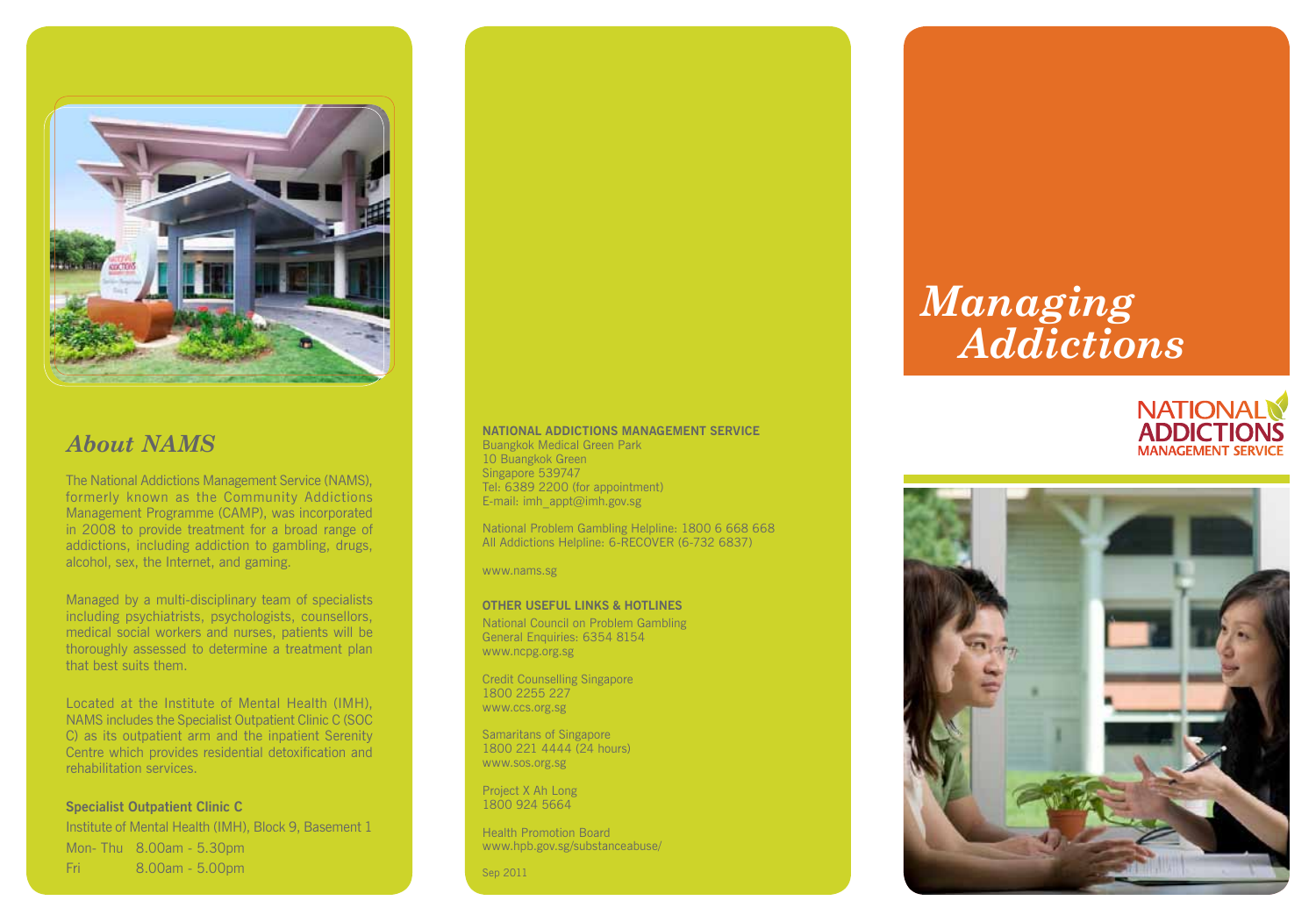## *About NAMS*

The National Addictions Management Service (NAMS), formerly known as the Community Addictions Management Programme (CAMP), was incorporated in 2008 to provide treatment for a broad range of addictions, including addiction to gambling, drugs, alcohol, sex, the Internet, and gaming.

Managed by a multi-disciplinary team of specialists including psychiatrists, psychologists, counsellors, medical social workers and nurses, patients will be thoroughly assessed to determine a treatment plan that best suits them.

Located at the Institute of Mental Health (IMH), NAMS includes the Specialist Outpatient Clinic C (SOC C) as its outpatient arm and the inpatient Serenity Centre which provides residential detoxification and rehabilitation services.

**Specialist Outpatient Clinic C**

Institute of Mental Health (IMH), Block 9, Basement 1

| | |
|---|---|
| Mon- Thu | 8.00am - 5.30pm |
| Fri | 8.00am - 5.00pm |

**NATIONAL ADDICTIONS MANAGEMENT SERVICE**
Buangkok Medical Green Park
10 Buangkok Green
Singapore 539747
Tel: 6389 2200 (for appointment)
E-mail: imh_appt@imh.gov.sg

National Problem Gambling Helpline: 1800 6 668 668
All Addictions Helpline: 6-RECOVER (6-732 6837)

www.nams.sg

**OTHER USEFUL LINKS & HOTLINES**

National Council on Problem Gambling
General Enquiries: 6354 8154
www.ncpg.org.sg

Credit Counselling Singapore
1800 2255 227
www.ccs.org.sg

Samaritans of Singapore
1800 221 4444 (24 hours)
www.sos.org.sg

Project X Ah Long
1800 924 5664

Health Promotion Board
www.hpb.gov.sg/substanceabuse/

Sep 2011

# *Managing Addictions*

NATIONAL ADDICTIONS MANAGEMENT SERVICE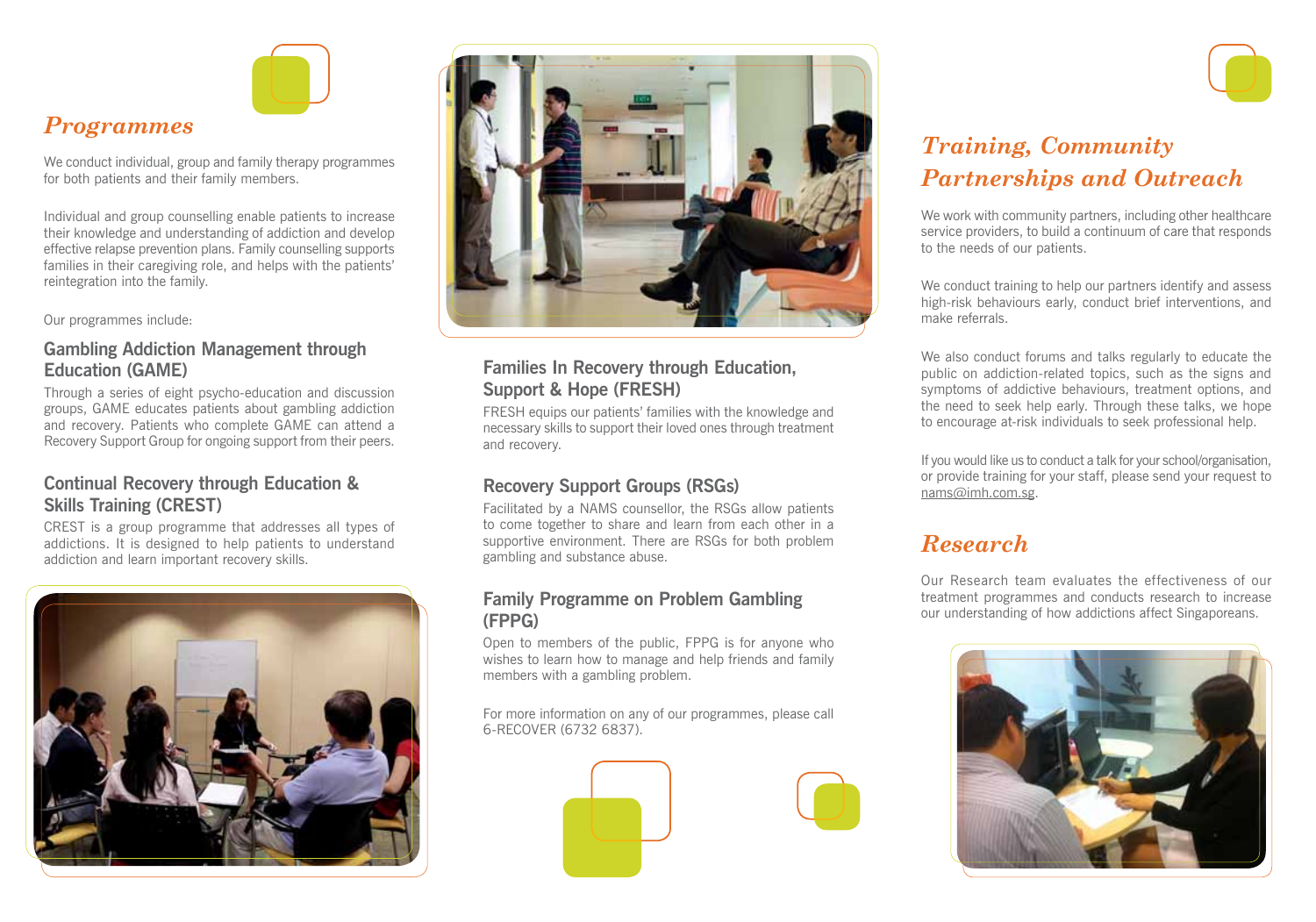## *Programmes*

We conduct individual, group and family therapy programmes for both patients and their family members.

Individual and group counselling enable patients to increase their knowledge and understanding of addiction and develop effective relapse prevention plans. Family counselling supports families in their caregiving role, and helps with the patients' reintegration into the family.

Our programmes include:

### Gambling Addiction Management through Education (GAME)

Through a series of eight psycho-education and discussion groups, GAME educates patients about gambling addiction and recovery. Patients who complete GAME can attend a Recovery Support Group for ongoing support from their peers.

### Continual Recovery through Education & Skills Training (CREST)

CREST is a group programme that addresses all types of addictions. It is designed to help patients to understand addiction and learn important recovery skills.

### Families In Recovery through Education, Support & Hope (FRESH)

FRESH equips our patients' families with the knowledge and necessary skills to support their loved ones through treatment and recovery.

### Recovery Support Groups (RSGs)

Facilitated by a NAMS counsellor, the RSGs allow patients to come together to share and learn from each other in a supportive environment. There are RSGs for both problem gambling and substance abuse.

### Family Programme on Problem Gambling (FPPG)

Open to members of the public, FPPG is for anyone who wishes to learn how to manage and help friends and family members with a gambling problem.

For more information on any of our programmes, please call 6-RECOVER (6732 6837).

## *Training, Community Partnerships and Outreach*

We work with community partners, including other healthcare service providers, to build a continuum of care that responds to the needs of our patients.

We conduct training to help our partners identify and assess high-risk behaviours early, conduct brief interventions, and make referrals.

We also conduct forums and talks regularly to educate the public on addiction-related topics, such as the signs and symptoms of addictive behaviours, treatment options, and the need to seek help early. Through these talks, we hope to encourage at-risk individuals to seek professional help.

If you would like us to conduct a talk for your school/organisation, or provide training for your staff, please send your request to nams@imh.com.sg.

## *Research*

Our Research team evaluates the effectiveness of our treatment programmes and conducts research to increase our understanding of how addictions affect Singaporeans.